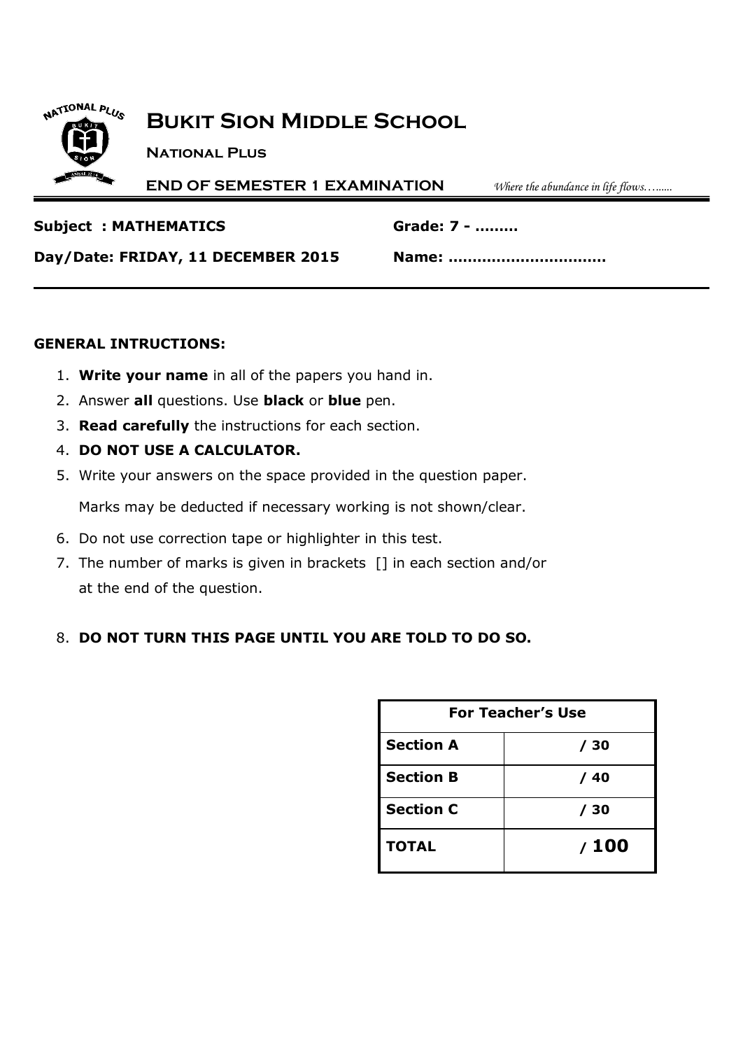# Bukit Sion Middle School

**National Plus**

**END OF SEMESTER 1 EXAMINATION** *Where the abundance in life flows……..*

**Subject : MATHEMATICS** **Grade: 7 - ………**

**Day/Date: FRIDAY, 11 DECEMBER 2015** **Name: ……………………………**

**GENERAL INTRUCTIONS:**

1. **Write your name** in all of the papers you hand in.
2. Answer **all** questions. Use **black** or **blue** pen.
3. **Read carefully** the instructions for each section.
4. **DO NOT USE A CALCULATOR.**
5. Write your answers on the space provided in the question paper.

   Marks may be deducted if necessary working is not shown/clear.
6. Do not use correction tape or highlighter in this test.
7. The number of marks is given in brackets [] in each section and/or at the end of the question.
8. **DO NOT TURN THIS PAGE UNTIL YOU ARE TOLD TO DO SO.**

| For Teacher's Use | |
|---|---|
| **Section A** | **/ 30** |
| **Section B** | **/ 40** |
| **Section C** | **/ 30** |
| **TOTAL** | **/ 100** |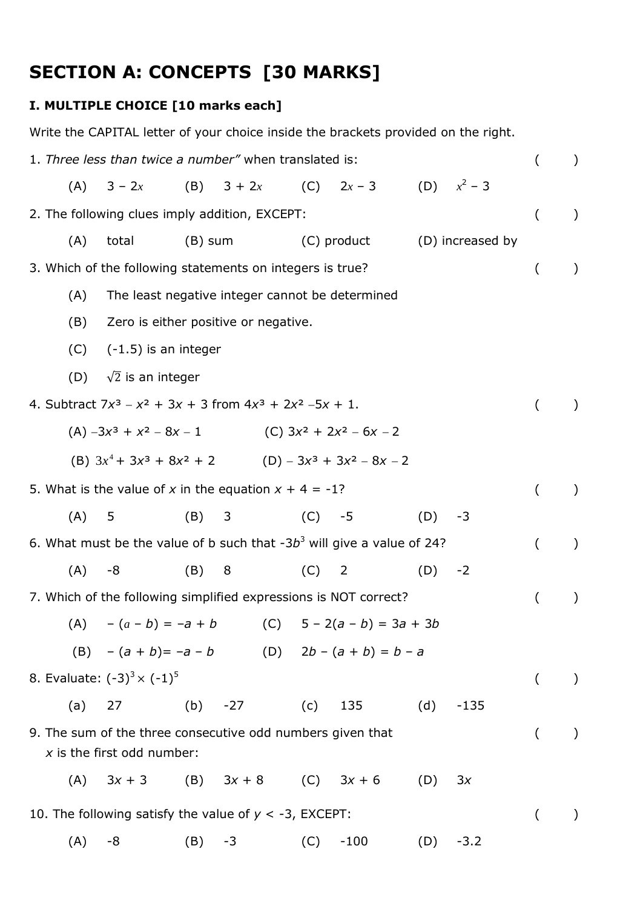# SECTION A: CONCEPTS [30 MARKS]

### I. MULTIPLE CHOICE [10 marks each]

Write the CAPITAL letter of your choice inside the brackets provided on the right.

1. *Three less than twice a number"* when translated is: ( )

   (A) $3 - 2x$ (B) $3 + 2x$ (C) $2x - 3$ (D) $x^2 - 3$

2. The following clues imply addition, EXCEPT: ( )

   (A) total (B) sum (C) product (D) increased by

3. Which of the following statements on integers is true? ( )

   (A) The least negative integer cannot be determined

   (B) Zero is either positive or negative.

   (C) (-1.5) is an integer

   (D) $\sqrt{2}$ is an integer

4. Subtract $7x^3 - x^2 + 3x + 3$ from $4x^3 + 2x^2 - 5x + 1$. ( )

   (A) $-3x^3 + x^2 - 8x - 1$ (C) $3x^2 + 2x^2 - 6x - 2$

   (B) $3x^4 + 3x^3 + 8x^2 + 2$ (D) $-3x^3 + 3x^2 - 8x - 2$

5. What is the value of $x$ in the equation $x + 4 = -1$? ( )

   (A) 5 (B) 3 (C) -5 (D) -3

6. What must be the value of b such that $-3b^3$ will give a value of 24? ( )

   (A) -8 (B) 8 (C) 2 (D) -2

7. Which of the following simplified expressions is NOT correct? ( )

   (A) $-(a - b) = -a + b$ (C) $5 - 2(a - b) = 3a + 3b$

   (B) $-(a + b) = -a - b$ (D) $2b - (a + b) = b - a$

8. Evaluate: $(-3)^3 \times (-1)^5$ ( )

   (a) 27 (b) -27 (c) 135 (d) -135

9. The sum of the three consecutive odd numbers given that $x$ is the first odd number: ( )

   (A) $3x + 3$ (B) $3x + 8$ (C) $3x + 6$ (D) $3x$

10. The following satisfy the value of $y < -3$, EXCEPT: ( )

    (A) -8 (B) -3 (C) -100 (D) -3.2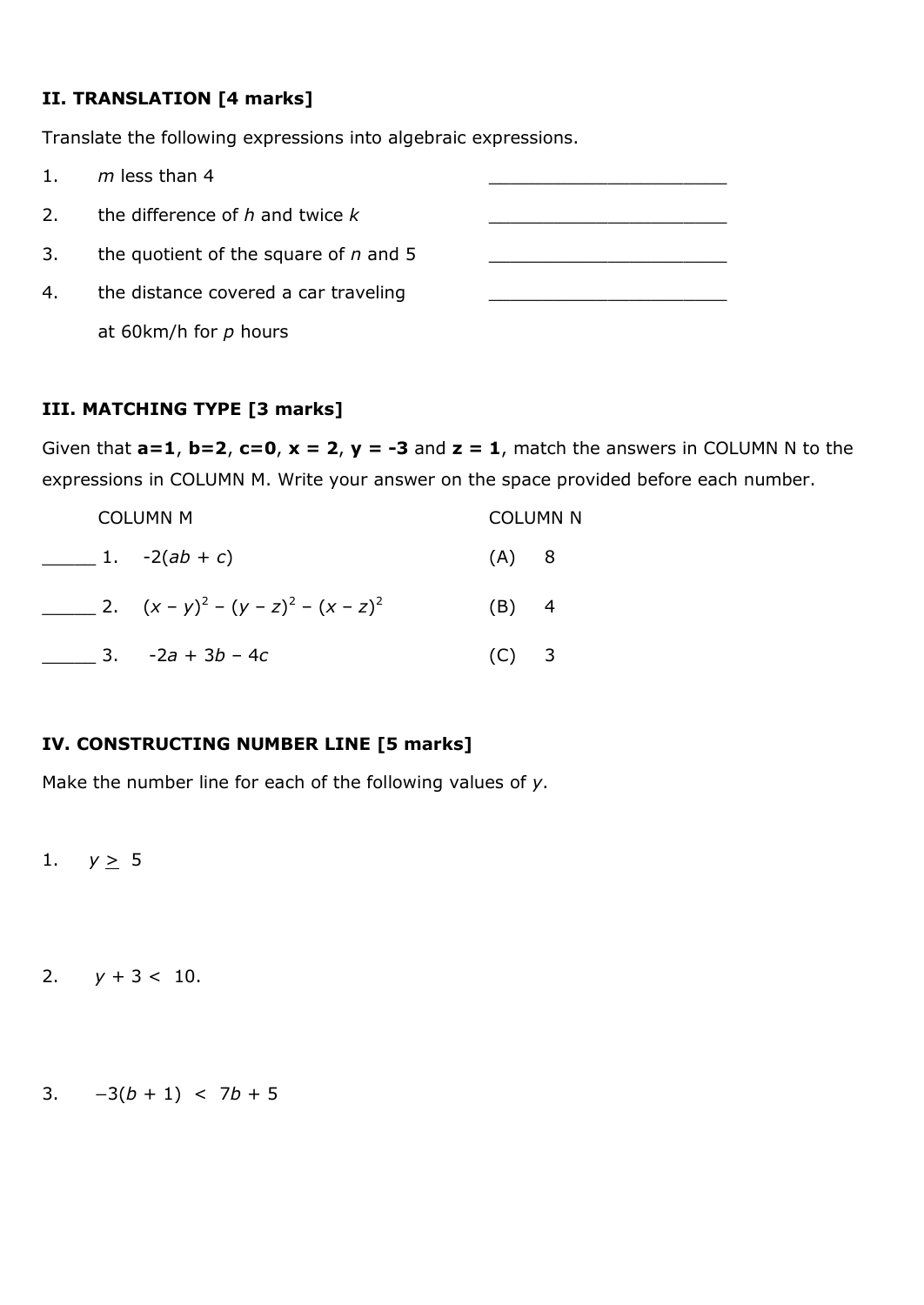**II. TRANSLATION [4 marks]**

Translate the following expressions into algebraic expressions.

1. $m$ less than 4 \_\_\_\_\_\_\_\_\_\_\_\_\_\_\_\_\_\_\_\_\_\_\_\_
2. the difference of $h$ and twice $k$ \_\_\_\_\_\_\_\_\_\_\_\_\_\_\_\_\_\_\_\_\_\_\_\_
3. the quotient of the square of $n$ and 5 \_\_\_\_\_\_\_\_\_\_\_\_\_\_\_\_\_\_\_\_\_\_\_\_
4. the distance covered a car traveling at 60km/h for $p$ hours \_\_\_\_\_\_\_\_\_\_\_\_\_\_\_\_\_\_\_\_\_\_\_\_

**III. MATCHING TYPE [3 marks]**

Given that **a=1**, **b=2**, **c=0**, **x = 2**, **y = -3** and **z = 1**, match the answers in COLUMN N to the expressions in COLUMN M. Write your answer on the space provided before each number.

| | COLUMN M | COLUMN N |
|---|---|---|
| \_\_\_\_\_ | 1. $-2(ab + c)$ | (A) 8 |
| \_\_\_\_\_ | 2. $(x - y)^2 - (y - z)^2 - (x - z)^2$ | (B) 4 |
| \_\_\_\_\_ | 3. $-2a + 3b - 4c$ | (C) 3 |

**IV. CONSTRUCTING NUMBER LINE [5 marks]**

Make the number line for each of the following values of $y$.

1. $y \geq 5$

2. $y + 3 < 10.$

3. $-3(b + 1) < 7b + 5$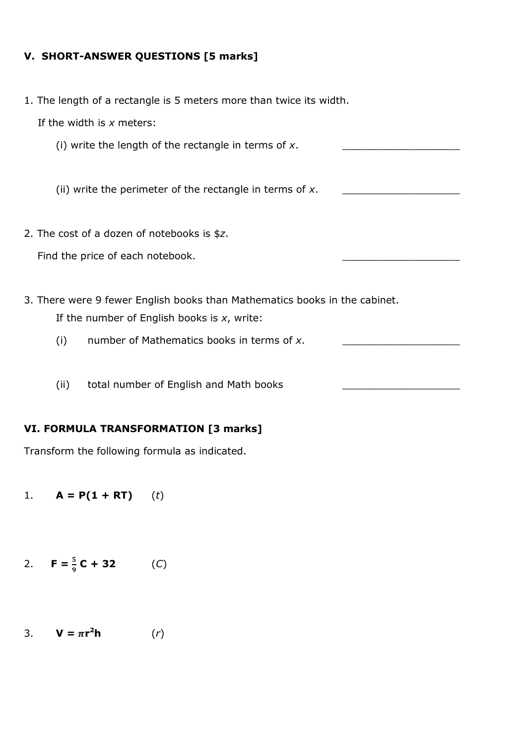## V. SHORT-ANSWER QUESTIONS [5 marks]

1. The length of a rectangle is 5 meters more than twice its width.

   If the width is $x$ meters:

   (i) write the length of the rectangle in terms of $x$. ____________________

   (ii) write the perimeter of the rectangle in terms of $x$. ____________________

2. The cost of a dozen of notebooks is $$z$.

   Find the price of each notebook. ____________________

3. There were 9 fewer English books than Mathematics books in the cabinet.

   If the number of English books is $x$, write:

   (i) number of Mathematics books in terms of $x$. ____________________

   (ii) total number of English and Math books ____________________

## VI. FORMULA TRANSFORMATION [3 marks]

Transform the following formula as indicated.

1. $\mathbf{A = P(1 + RT)}$ ($t$)

2. $\mathbf{F = \frac{5}{9}C + 32}$ ($C$)

3. $\mathbf{V = \pi r^2 h}$ ($r$)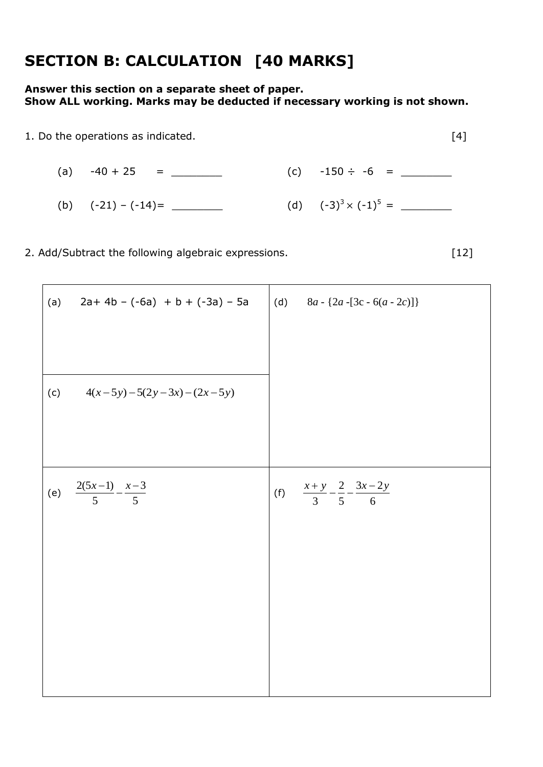## SECTION B: CALCULATION [40 MARKS]

**Answer this section on a separate sheet of paper.**
**Show ALL working. Marks may be deducted if necessary working is not shown.**

1. Do the operations as indicated. [4]

(a) $-40 + 25 =$ ________

(b) $(-21) - (-14) =$ ________

(c) $-150 \div -6 =$ ________

(d) $(-3)^3 \times (-1)^5 =$ ________

2. Add/Subtract the following algebraic expressions. [12]

| | |
|---|---|
| (a) $2a + 4b - (-6a) + b + (-3a) - 5a$ | (d) $8a - \{2a - [3c - 6(a - 2c)]\}$ |
| (c) $4(x-5y) - 5(2y-3x) - (2x-5y)$ | |
| (e) $\frac{2(5x-1)}{5} - \frac{x-3}{5}$ | (f) $\frac{x+y}{3} - \frac{2}{5} - \frac{3x-2y}{6}$ |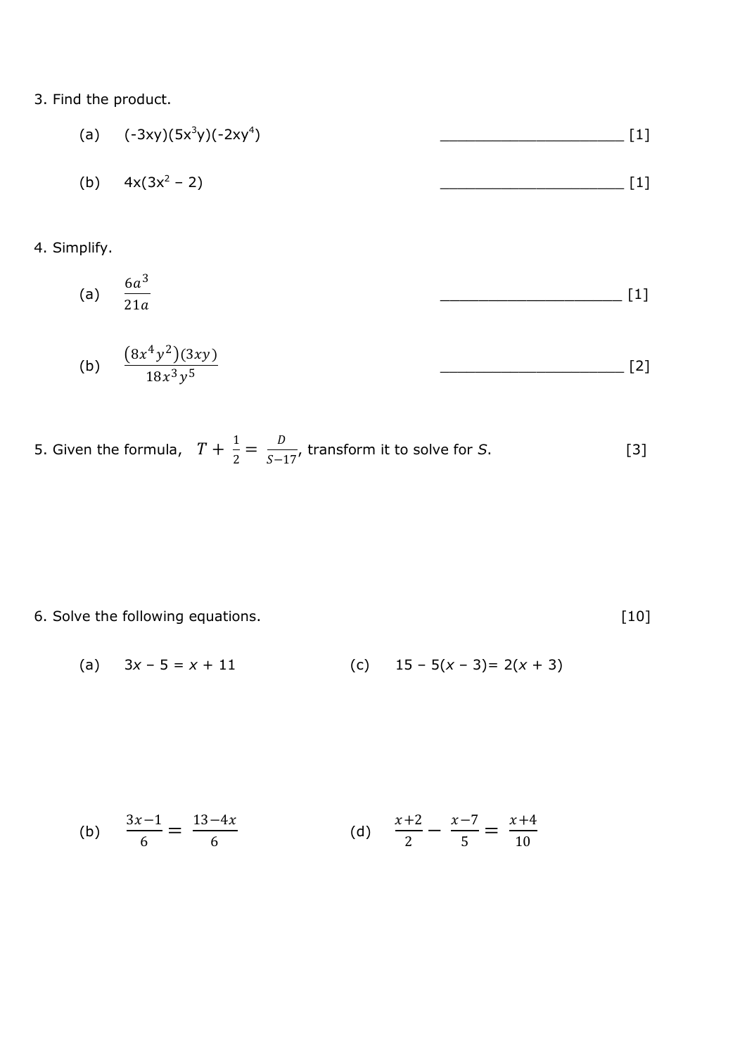3. Find the product.

(a) $(-3xy)(5x^3y)(-2xy^4)$ ______________________ [1]

(b) $4x(3x^2 - 2)$ ______________________ [1]

4. Simplify.

(a) $\dfrac{6a^3}{21a}$ ______________________ [1]

(b) $\dfrac{(8x^4y^2)(3xy)}{18x^3y^5}$ ______________________ [2]

5. Given the formula, $T + \frac{1}{2} = \frac{D}{S-17}$, transform it to solve for $S$. [3]

6. Solve the following equations. [10]

(a) $3x - 5 = x + 11$

(b) $\dfrac{3x-1}{6} = \dfrac{13-4x}{6}$

(c) $15 - 5(x - 3) = 2(x + 3)$

(d) $\dfrac{x+2}{2} - \dfrac{x-7}{5} = \dfrac{x+4}{10}$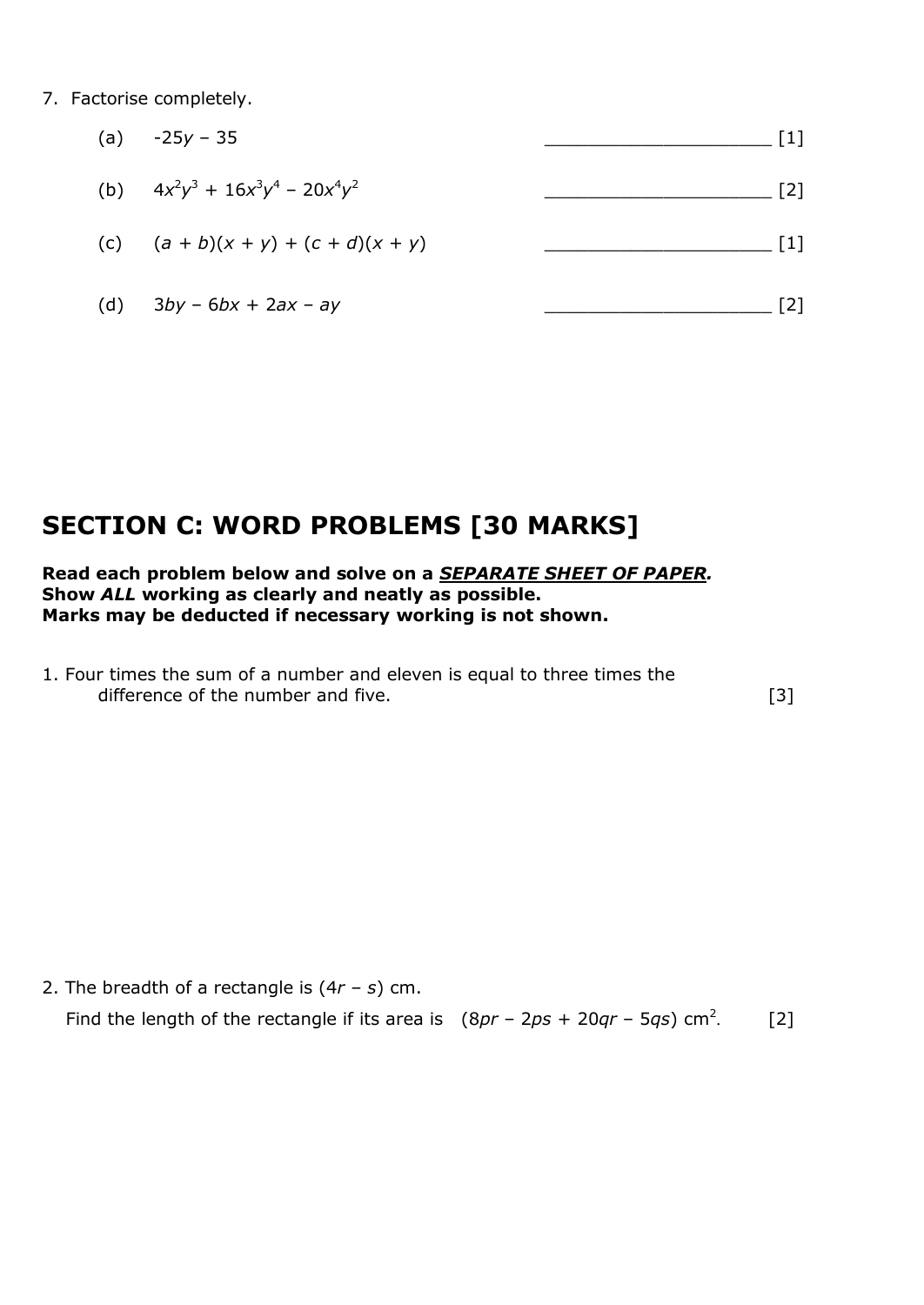7. Factorise completely.

(a) $-25y - 35$ ____________________ [1]

(b) $4x^2y^3 + 16x^3y^4 - 20x^4y^2$ ____________________ [2]

(c) $(a + b)(x + y) + (c + d)(x + y)$ ____________________ [1]

(d) $3by - 6bx + 2ax - ay$ ____________________ [2]

## SECTION C: WORD PROBLEMS [30 MARKS]

**Read each problem below and solve on a *SEPARATE SHEET OF PAPER*.**
**Show *ALL* working as clearly and neatly as possible.**
**Marks may be deducted if necessary working is not shown.**

1. Four times the sum of a number and eleven is equal to three times the difference of the number and five. [3]

2. The breadth of a rectangle is $(4r - s)$ cm.

   Find the length of the rectangle if its area is $(8pr - 2ps + 20qr - 5qs)$ cm$^2$. [2]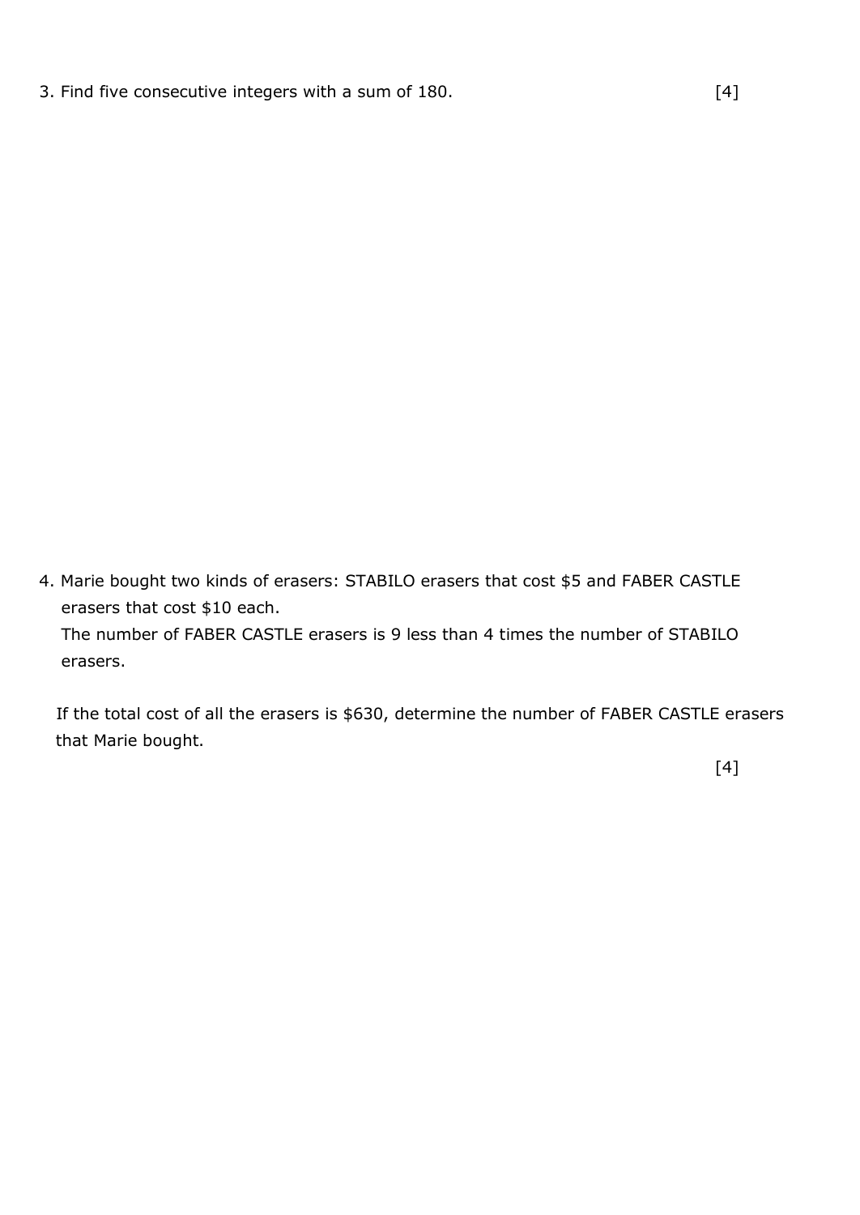3. Find five consecutive integers with a sum of 180. [4]

4. Marie bought two kinds of erasers: STABILO erasers that cost $5 and FABER CASTLE erasers that cost $10 each.
   The number of FABER CASTLE erasers is 9 less than 4 times the number of STABILO erasers.

   If the total cost of all the erasers is $630, determine the number of FABER CASTLE erasers that Marie bought.

   [4]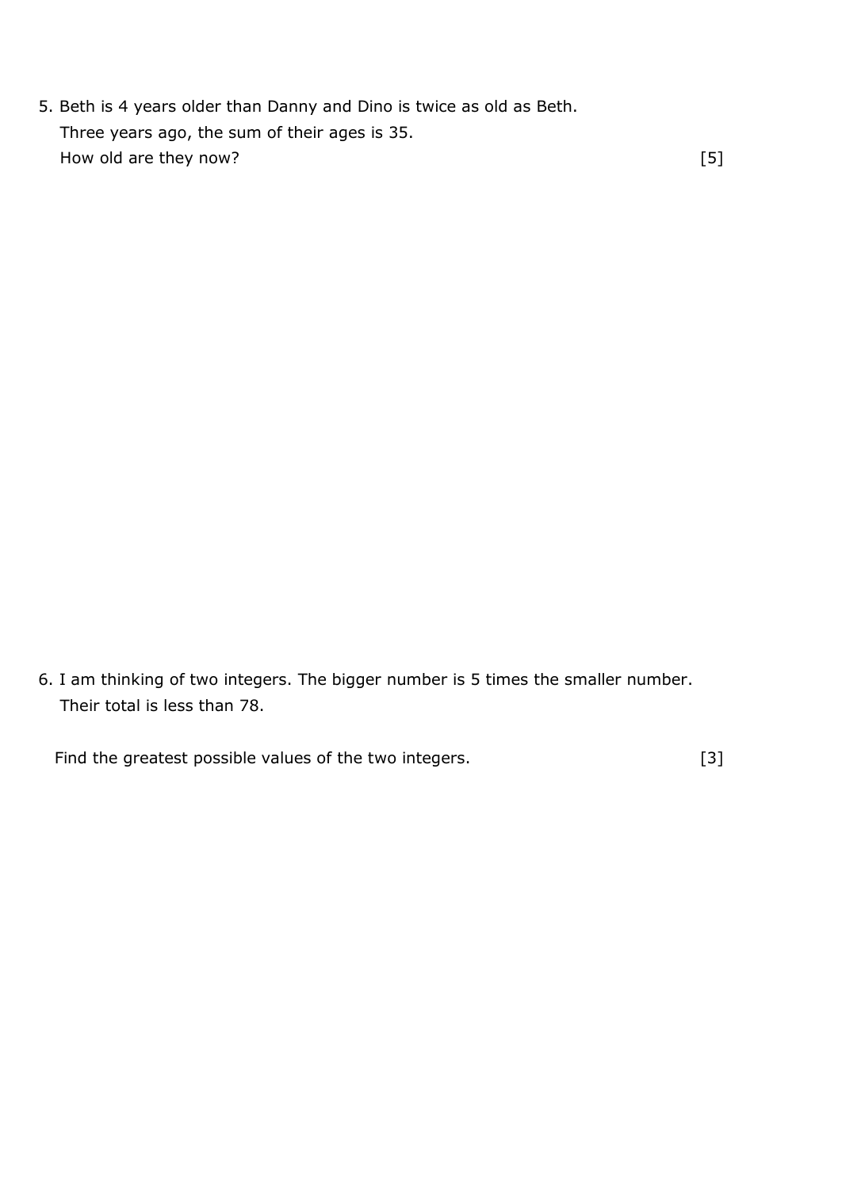5. Beth is 4 years older than Danny and Dino is twice as old as Beth.
   Three years ago, the sum of their ages is 35.
   How old are they now? [5]

6. I am thinking of two integers. The bigger number is 5 times the smaller number.
   Their total is less than 78.

   Find the greatest possible values of the two integers. [3]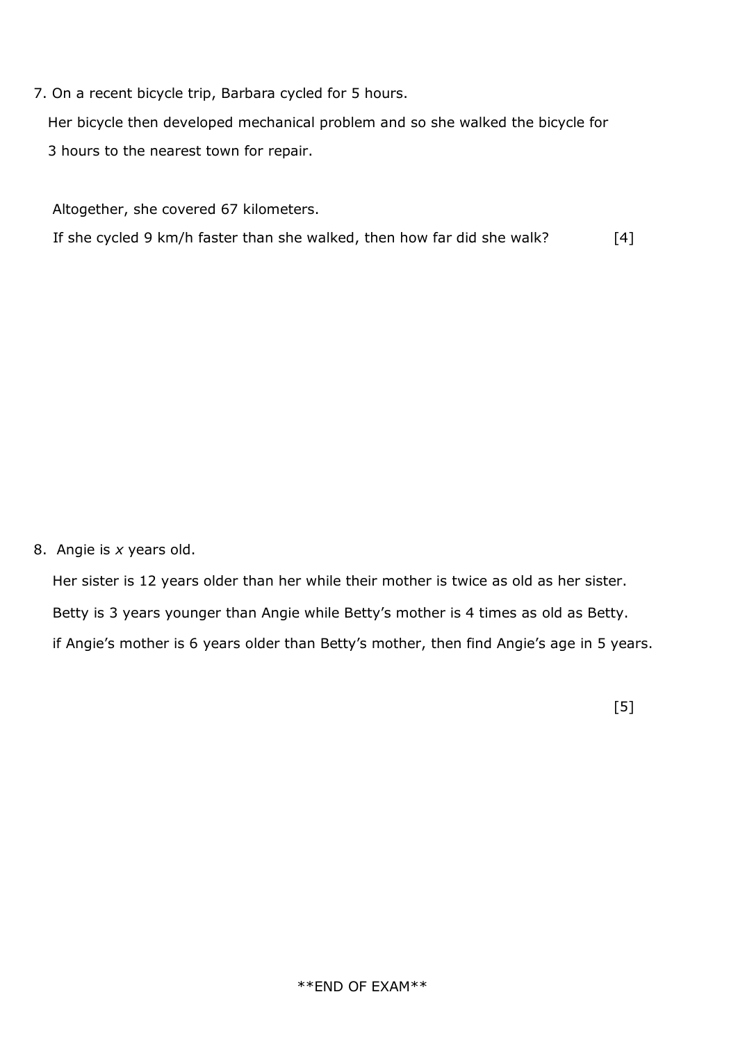7. On a recent bicycle trip, Barbara cycled for 5 hours.

   Her bicycle then developed mechanical problem and so she walked the bicycle for 3 hours to the nearest town for repair.

   Altogether, she covered 67 kilometers.

   If she cycled 9 km/h faster than she walked, then how far did she walk? [4]

8. Angie is $x$ years old.

   Her sister is 12 years older than her while their mother is twice as old as her sister.

   Betty is 3 years younger than Angie while Betty's mother is 4 times as old as Betty.

   if Angie's mother is 6 years older than Betty's mother, then find Angie's age in 5 years.

   [5]

**END OF EXAM**